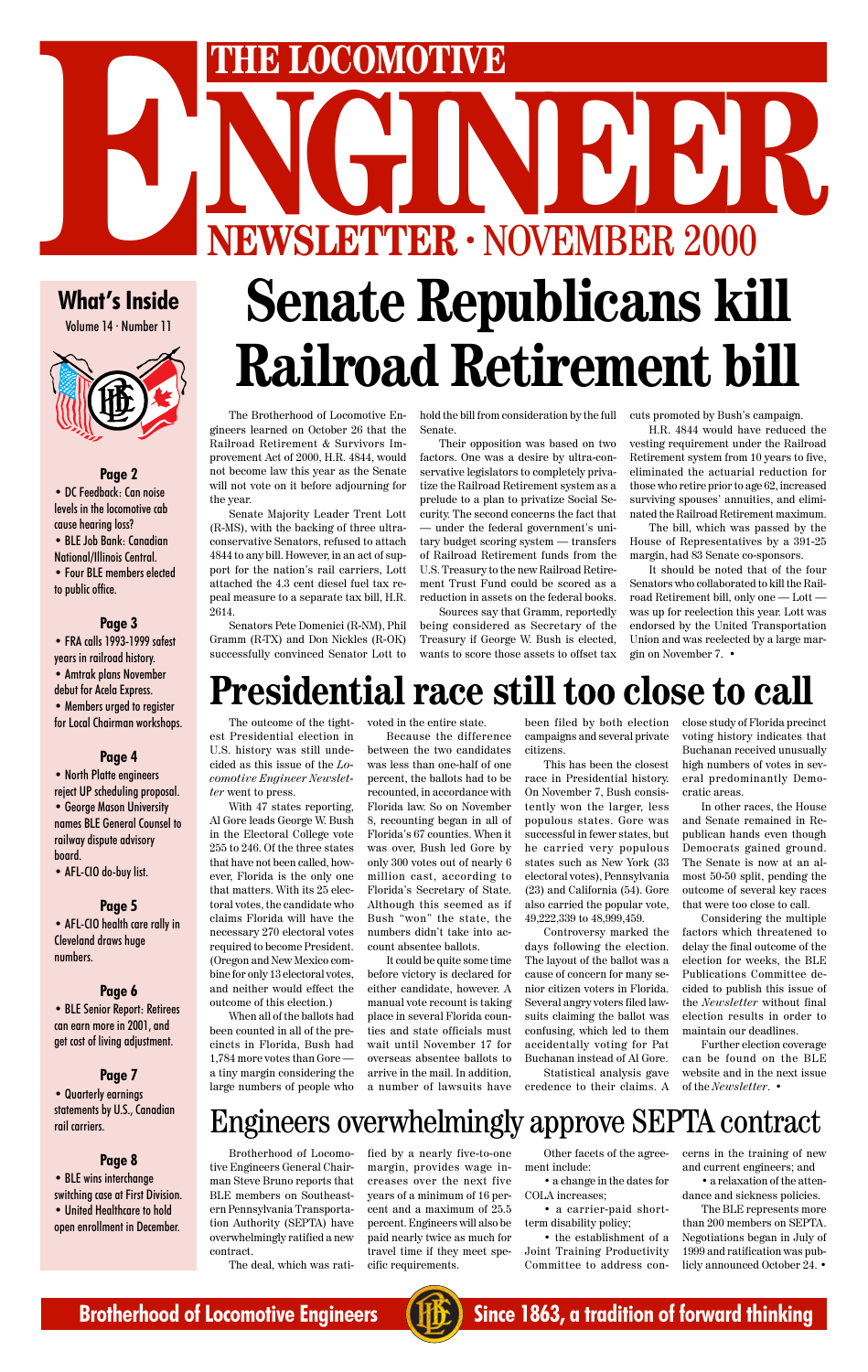# THE LOCOMOTIVE ENGINEER

## NEWSLETTER · NOVEMBER 2000

### What's Inside

Volume 14 · Number 11

**Page 2**

- DC Feedback: Can noise levels in the locomotive cab cause hearing loss?
- BLE Job Bank: Canadian National/Illinois Central.
- Four BLE members elected to public office.

**Page 3**

- FRA calls 1993-1999 safest years in railroad history.
- Amtrak plans November debut for Acela Express.
- Members urged to register for Local Chairman workshops.

**Page 4**

- North Platte engineers reject UP scheduling proposal.
- George Mason University names BLE General Counsel to railway dispute advisory board.
- AFL-CIO do-buy list.

**Page 5**

- AFL-CIO health care rally in Cleveland draws huge numbers.

**Page 6**

- BLE Senior Report: Retirees can earn more in 2001, and get cost of living adjustment.

**Page 7**

- Quarterly earnings statements by U.S., Canadian rail carriers.

**Page 8**

- BLE wins interchange switching case at First Division.
- United Healthcare to hold open enrollment in December.

# Senate Republicans kill Railroad Retirement bill

The Brotherhood of Locomotive Engineers learned on October 26 that the Railroad Retirement & Survivors Improvement Act of 2000, H.R. 4844, would not become law this year as the Senate will not vote on it before adjourning for the year.

Senate Majority Leader Trent Lott (R-MS), with the backing of three ultra-conservative Senators, refused to attach 4844 to any bill. However, in an act of support for the nation's rail carriers, Lott attached the 4.3 cent diesel fuel tax repeal measure to a separate tax bill, H.R. 2614.

Senators Pete Domenici (R-NM), Phil Gramm (R-TX) and Don Nickles (R-OK) successfully convinced Senator Lott to hold the bill from consideration by the full Senate.

Their opposition was based on two factors. One was a desire by ultra-conservative legislators to completely privatize the Railroad Retirement system as a prelude to a plan to privatize Social Security. The second concerns the fact that — under the federal government's unitary budget scoring system — transfers of Railroad Retirement funds from the U.S. Treasury to the new Railroad Retirement Trust Fund could be scored as a reduction in assets on the federal books.

Sources say that Gramm, reportedly being considered as Secretary of the Treasury if George W. Bush is elected, wants to score those assets to offset tax cuts promoted by Bush's campaign.

H.R. 4844 would have reduced the vesting requirement under the Railroad Retirement system from 10 years to five, eliminated the actuarial reduction for those who retire prior to age 62, increased surviving spouses' annuities, and eliminated the Railroad Retirement maximum.

The bill, which was passed by the House of Representatives by a 391-25 margin, had 83 Senate co-sponsors.

It should be noted that of the four Senators who collaborated to kill the Railroad Retirement bill, only one — Lott — was up for reelection this year. Lott was endorsed by the United Transportation Union and was reelected by a large margin on November 7. •

# Presidential race still too close to call

The outcome of the tightest Presidential election in U.S. history was still undecided as this issue of the *Locomotive Engineer Newsletter* went to press.

With 47 states reporting, Al Gore leads George W. Bush in the Electoral College vote 255 to 246. Of the three states that have not been called, however, Florida is the only one that matters. With its 25 electoral votes, the candidate who claims Florida will have the necessary 270 electoral votes required to become President. (Oregon and New Mexico combine for only 13 electoral votes, and neither would effect the outcome of this election.)

When all of the ballots had been counted in all of the precincts in Florida, Bush had 1,784 more votes than Gore — a tiny margin considering the large numbers of people who voted in the entire state.

Because the difference between the two candidates was less than one-half of one percent, the ballots had to be recounted, in accordance with Florida law. So on November 8, recounting began in all of Florida's 67 counties. When it was over, Bush led Gore by only 300 votes out of nearly 6 million cast, according to Florida's Secretary of State. Although this seemed as if Bush "won" the state, the numbers didn't take into account absentee ballots.

It could be quite some time before victory is declared for either candidate, however. A manual vote recount is taking place in several Florida counties and state officials must wait until November 17 for overseas absentee ballots to arrive in the mail. In addition, a number of lawsuits have been filed by both election campaigns and several private citizens.

This has been the closest race in Presidential history. On November 7, Bush consistently won the larger, less populous states. Gore was successful in fewer states, but he carried very populous states such as New York (33 electoral votes), Pennsylvania (23) and California (54). Gore also carried the popular vote, 49,222,339 to 48,999,459.

Controversy marked the days following the election. The layout of the ballot was a cause of concern for many senior citizen voters in Florida. Several angry voters filed lawsuits claiming the ballot was confusing, which led to them accidentally voting for Pat Buchanan instead of Al Gore.

Statistical analysis gave credence to their claims. A close study of Florida precinct voting history indicates that Buchanan received unusually high numbers of votes in several predominantly Democratic areas.

In other races, the House and Senate remained in Republican hands even though Democrats gained ground. The Senate is now at an almost 50-50 split, pending the outcome of several key races that were too close to call.

Considering the multiple factors which threatened to delay the final outcome of the election for weeks, the BLE Publications Committee decided to publish this issue of the *Newsletter* without final election results in order to maintain our deadlines.

Further election coverage can be found on the BLE website and in the next issue of the *Newsletter*. •

# Engineers overwhelmingly approve SEPTA contract

Brotherhood of Locomotive Engineers General Chairman Steve Bruno reports that BLE members on Southeastern Pennsylvania Transportation Authority (SEPTA) have overwhelmingly ratified a new contract.

The deal, which was ratified by a nearly five-to-one margin, provides wage increases over the next five years of a minimum of 16 percent and a maximum of 25.5 percent. Engineers will also be paid nearly twice as much for travel time if they meet specific requirements.

Other facets of the agreement include:

- a change in the dates for COLA increases;
- a carrier-paid short-term disability policy;
- the establishment of a Joint Training Productivity Committee to address concerns in the training of new and current engineers; and
- a relaxation of the attendance and sickness policies.

The BLE represents more than 200 members on SEPTA. Negotiations began in July of 1999 and ratification was publicly announced October 24. •

**Brotherhood of Locomotive Engineers** · **Since 1863, a tradition of forward thinking**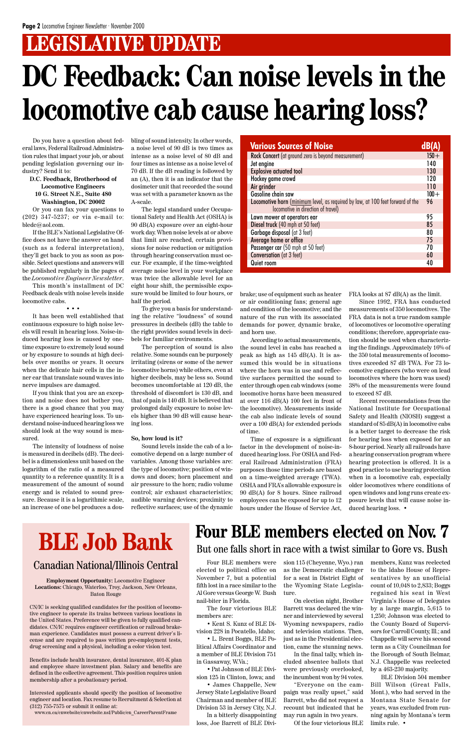# LEGISLATIVE UPDATE

# DC Feedback: Can noise levels in the locomotive cab cause hearing loss?

Do you have a question about federal laws, Federal Railroad Administration rules that impact your job, or about pending legislation governing our industry? Send it to:

**D.C. Feedback, Brotherhood of Locomotive Engineers**
**10 G. Street N.E., Suite 480**
**Washington, DC 20002**

Or you can fax your questions to (202) 347-5237; or via e-mail to: bledc@aol.com.

If the BLE's National Legislative Office does not have the answer on hand (such as a federal interpretation), they'll get back to you as soon as possible. Select questions and answers will be published regularly in the pages of the *Locomotive Engineer Newsletter*.

This month's installment of DC Feedback deals with noise levels inside locomotive cabs.

• • •

It has been well established that continuous exposure to high noise levels will result in hearing loss. Noise-induced hearing loss is caused by onetime exposure to extremely loud sound or by exposure to sounds at high decibels over months or years. It occurs when the delicate hair cells in the inner ear that translate sound waves into nerve impulses are damaged.

If you think that you are an exception and noise does not bother you, there is a good chance that you may have experienced hearing loss. To understand noise-induced hearing loss we should look at the way sound is measured.

The intensity of loudness of noise is measured in decibels (dB). The decibel is a dimensionless unit based on the logarithm of the ratio of a measured quantity to a reference quantity. It is a measurement of the amount of sound energy and is related to sound pressure. Because it is a logarithmic scale, an increase of one bel produces a doubling of sound intensity. In other words, a noise level of 90 dB is two times as intense as a noise level of 80 dB and four times as intense as a noise level of 70 dB. If the dB reading is followed by an (A), then it is an indicator that the dosimeter unit that recorded the sound was set with a parameter known as the A-scale.

The legal standard under Occupational Safety and Health Act (OSHA) is 90 dB(A) exposure over an eight-hour work day. When noise levels at or above that limit are reached, certain provisions for noise reduction or mitigation through hearing conservation must occur. For example, if the time-weighted average noise level in your workplace was twice the allowable level for an eight hour shift, the permissible exposure would be limited to four hours, or half the period.

To give you a basis for understanding the relative "loudness" of sound pressures in decibels (dB) the table to the right provides sound levels in decibels for familiar environments.

| Various Sources of Noise | dB(A) |
|---|---|
| Rock Concert (at ground zero is beyond measurement) | 150+ |
| Jet engine | 140 |
| Explosive actuated tool | 130 |
| Hockey game crowd | 120 |
| Air grinder | 110 |
| Gasoline chain saw | 100+ |
| Locomotive horn (minimum level, as required by law, at 100 feet forward of the locomotive in direction of travel) | 96 |
| Lawn mower at operators ear | 95 |
| Diesel truck (40 mph at 50 feet) | 85 |
| Garbage disposal (at 3 feet) | 80 |
| Average home or office | 75 |
| Passenger car (50 mph at 50 feet) | 70 |
| Conversation (at 3 feet) | 60 |
| Quiet room | 40 |

The perception of sound is also relative. Some sounds can be purposely irritating (sirens or some of the newer locomotive horns) while others, even at higher decibels, may be less so. Sound becomes uncomfortable at 120 dB, the threshold of discomfort is 130 dB, and that of pain is 140 dB. It is believed that prolonged daily exposure to noise levels higher than 90 dB will cause hearing loss.

**So, how loud is it?**

Sound levels inside the cab of a locomotive depend on a large number of variables. Among those variables are: the type of locomotive; position of windows and doors; horn placement and air pressure to the horn; radio volume control; air exhaust characteristics; audible warning devices; proximity to reflective surfaces; use of the dynamic brake; use of equipment such as heater or air conditioning fans; general age and condition of the locomotive; and the nature of the run with its associated demands for power, dynamic brake, and horn use.

According to actual measurements, the sound level in cabs has reached a peak as high as 145 dB(A). It is assumed this would be in situations where the horn was in use and reflective surfaces permitted the sound to enter through open cab windows (some locomotive horns have been measured at over 116 dB(A) 100 feet in front of the locomotive). Measurements inside the cab also indicate levels of sound over a 100 dB(A) for extended periods of time.

Time of exposure is a significant factor in the development of noise-induced hearing loss. For OSHA and Federal Railroad Administration (FRA) purposes those time periods are based on a time-weighted average (TWA). OSHA and FRA's allowable exposure is 90 dB(A) for 8 hours. Since railroad employees can be exposed for up to 12 hours under the House of Service Act, FRA looks at 87 dB(A) as the limit.

Since 1992, FRA has conducted measurements of 350 locomotives. The FRA data is not a true random sample of locomotives or locomotive operating conditions; therefore, appropriate caution should be used when characterizing the findings. Approximately 16% of the 350 total measurements of locomotives exceeded 87 dB TWA. For 73 locomotive engineers (who were on lead locomotives where the horn was used) 38% of the measurements were found to exceed 87 dB.

Recent recommendations from the National Institute for Occupational Safety and Health (NIOSH) suggest a standard of 85 dB(A) in locomotive cabs is a better target to decrease the risk for hearing loss when exposed for an 8-hour period. Nearly all railroads have a hearing conservation program where hearing protection is offered. It is a good practice to use hearing protection when in a locomotive cab, especially older locomotives where conditions of open windows and long runs create exposure levels that will cause noise induced hearing loss. •

# BLE Job Bank

## Canadian National/Illinois Central

**Employment Opportunity:** Locomotive Engineer
**Locations:** Chicago, Waterloo, Troy, Jackson, New Orleans, Baton Rouge

CN/IC is seeking qualified candidates for the position of locomotive engineer to operate its trains between various locations in the United States. Preference will be given to fully qualified candidates. CN/IC requires engineer certification or railroad brakeman experience. Candidates must possess a current driver's license and are required to pass written pre-employment tests, drug screening and a physical, including a color vision test.

Benefits include health insurance, dental insurance, 401-K plan and employee share investment plan. Salary and benefits are defined in the collective agreement. This position requires union membership after a probationary period.

Interested applicants should specify the position of locomotive engineer and location. Fax resume to Recruitment & Selection at (312) 755-7575 or submit it online at:
www.cn.ca/cnwebsite/cnwebsite.nsf/Public/en_CareerParentFrame

# Four BLE members elected on Nov. 7

## But one falls short in race with a twist similar to Gore vs. Bush

Four BLE members were elected to political office on November 7, but a potential fifth lost in a race similar to the Al Gore versus George W. Bush nail-biter in Florida.

The four victorious BLE members are:

• Kent S. Kunz of BLE Division 228 in Pocatello, Idaho;

• L. Brent Boggs, BLE Political Affairs Coordinator and a member of BLE Division 751 in Gassaway, W.Va.;

• Pat Johnson of BLE Division 125 in Clinton, Iowa; and

• James Chappelle, New Jersey State Legislative Board Chairman and member of BLE Division 53 in Jersey City, N.J.

In a bitterly disappointing loss, Joe Barrett of BLE Division 115 (Cheyenne, Wyo.) ran as the Democratic challenger for a seat in District Eight of the Wyoming State Legislature.

On election night, Brother Barrett was declared the winner and interviewed by several Wyoming newspapers, radio and television stations. Then, just as in the Presidential election, came the stunning news.

In the final tally, which included absentee ballots that were previously overlooked, the incumbent won by 94 votes.

"Everyone on the campaign was really upset," said Barrett, who did not request a recount but indicated that he may run again in two years.

Of the four victorious BLE members, Kunz was reelected to the Idaho House of Representatives by an unofficial count of 10,048 to 2,833; Boggs regained his seat in West Virginia's House of Delegates by a large margin, 5,615 to 1,250; Johnson was elected to the County Board of Supervisors for Carroll County, Ill.; and Chappelle will serve his second term as a City Councilman for the Borough of South Belmar, N.J. Chappelle was reelected by a 463-230 majority.

BLE Division 504 member Bill Wilson (Great Falls, Mont.), who had served in the Montana State Senate for years, was excluded from running again by Montana's term limits rule. •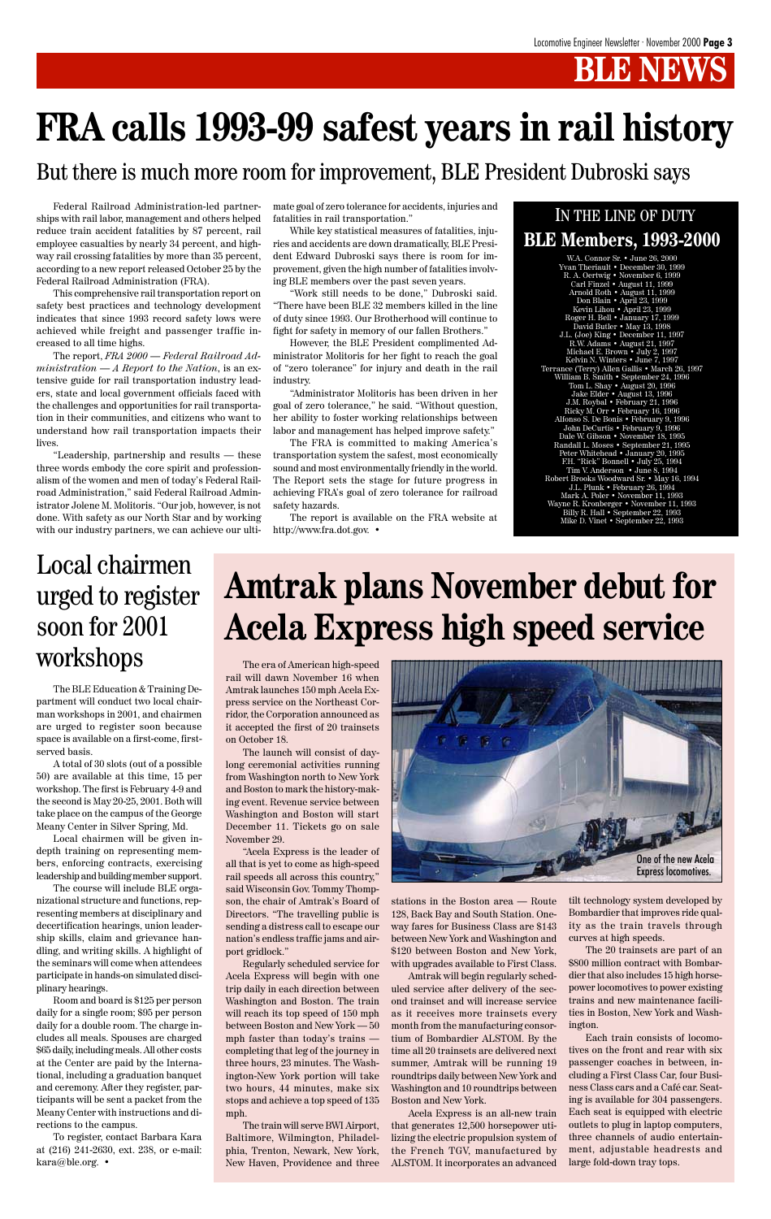# BLE NEWS

# FRA calls 1993-99 safest years in rail history

## But there is much more room for improvement, BLE President Dubroski says

Federal Railroad Administration-led partnerships with rail labor, management and others helped reduce train accident fatalities by 87 percent, rail employee casualties by nearly 34 percent, and highway rail crossing fatalities by more than 35 percent, according to a new report released October 25 by the Federal Railroad Administration (FRA).

This comprehensive rail transportation report on safety best practices and technology development indicates that since 1993 record safety lows were achieved while freight and passenger traffic increased to all time highs.

The report, *FRA 2000 — Federal Railroad Administration — A Report to the Nation*, is an extensive guide for rail transportation industry leaders, state and local government officials faced with the challenges and opportunities for rail transportation in their communities, and citizens who want to understand how rail transportation impacts their lives.

"Leadership, partnership and results — these three words embody the core spirit and professionalism of the women and men of today's Federal Railroad Administration," said Federal Railroad Administrator Jolene M. Molitoris. "Our job, however, is not done. With safety as our North Star and by working with our industry partners, we can achieve our ultimate goal of zero tolerance for accidents, injuries and fatalities in rail transportation."

While key statistical measures of fatalities, injuries and accidents are down dramatically, BLE President Edward Dubroski says there is room for improvement, given the high number of fatalities involving BLE members over the past seven years.

"Work still needs to be done," Dubroski said. "There have been BLE 32 members killed in the line of duty since 1993. Our Brotherhood will continue to fight for safety in memory of our fallen Brothers."

However, the BLE President complimented Administrator Molitoris for her fight to reach the goal of "zero tolerance" for injury and death in the rail industry.

"Administrator Molitoris has been driven in her goal of zero tolerance," he said. "Without question, her ability to foster working relationships between labor and management has helped improve safety."

The FRA is committed to making America's transportation system the safest, most economically sound and most environmentally friendly in the world. The Report sets the stage for future progress in achieving FRA's goal of zero tolerance for railroad safety hazards.

The report is available on the FRA website at http://www.fra.dot.gov. •

### IN THE LINE OF DUTY
### BLE Members, 1993-2000

W.A. Connor Sr. • June 26, 2000
Yvan Theriault • December 30, 1999
R. A. Oertwig • November 6, 1999
Carl Finzel • August 11, 1999
Arnold Roth • August 11, 1999
Don Blain • April 23, 1999
Kevin Lihou • April 23, 1999
Roger H. Bell • January 17, 1999
David Butler • May 13, 1998
J.L. (Joe) King • December 11, 1997
R.W. Adams • August 21, 1997
Michael E. Brown • July 2, 1997
Kelvin N. Winters • June 7, 1997
Terrance (Terry) Allen Gallis • March 26, 1997
William B. Smith • September 24, 1996
Tom L. Shay • August 20, 1996
Jake Elder • August 13, 1996
J.M. Roybal • February 21, 1996
Ricky M. Orr • February 16, 1996
Alfonso S. De Bonis • February 9, 1996
John DeCurtis • February 9, 1996
Dale W. Gibson • November 18, 1995
Randall L. Moses • September 21, 1995
Peter Whitehead • January 20, 1995
F.H. "Rick" Bonnell • July 25, 1994
Tim V. Anderson • June 8, 1994
Robert Brooks Woodward Sr. • May 16, 1994
J.L. Plunk • February 26, 1994
Mark A. Poler • November 11, 1993
Wayne R. Kronberger • November 11, 1993
Billy R. Hall • September 22, 1993
Mike D. Vinet • September 22, 1993

# Local chairmen urged to register soon for 2001 workshops

The BLE Education & Training Department will conduct two local chairman workshops in 2001, and chairmen are urged to register soon because space is available on a first-come, first-served basis.

A total of 30 slots (out of a possible 50) are available at this time, 15 per workshop. The first is February 4-9 and the second is May 20-25, 2001. Both will take place on the campus of the George Meany Center in Silver Spring, Md.

Local chairmen will be given in-depth training on representing members, enforcing contracts, exercising leadership and building member support.

The course will include BLE organizational structure and functions, representing members at disciplinary and decertification hearings, union leadership skills, claim and grievance handling, and writing skills. A highlight of the seminars will come when attendees participate in hands-on simulated disciplinary hearings.

Room and board is $125 per person daily for a single room; $95 per person daily for a double room. The charge includes all meals. Spouses are charged $65 daily, including meals. All other costs at the Center are paid by the International, including a graduation banquet and ceremony. After they register, participants will be sent a packet from the Meany Center with instructions and directions to the campus.

To register, contact Barbara Kara at (216) 241-2630, ext. 238, or e-mail: kara@ble.org. •

# Amtrak plans November debut for Acela Express high speed service

The era of American high-speed rail will dawn November 16 when Amtrak launches 150 mph Acela Express service on the Northeast Corridor, the Corporation announced as it accepted the first of 20 trainsets on October 18.

The launch will consist of day-long ceremonial activities running from Washington north to New York and Boston to mark the history-making event. Revenue service between Washington and Boston will start December 11. Tickets go on sale November 29.

"Acela Express is the leader of all that is yet to come as high-speed rail speeds all across this country," said Wisconsin Gov. Tommy Thompson, the chair of Amtrak's Board of Directors. "The travelling public is sending a distress call to escape our nation's endless traffic jams and airport gridlock."

Regularly scheduled service for Acela Express will begin with one trip daily in each direction between Washington and Boston. The train will reach its top speed of 150 mph between Boston and New York — 50 mph faster than today's trains — completing that leg of the journey in three hours, 23 minutes. The Washington-New York portion will take two hours, 44 minutes, make six stops and achieve a top speed of 135 mph.

The train will serve BWI Airport, Baltimore, Wilmington, Philadelphia, Trenton, Newark, New York, New Haven, Providence and three stations in the Boston area — Route 128, Back Bay and South Station. One-way fares for Business Class are $143 between New York and Washington and $120 between Boston and New York, with upgrades available to First Class.

Amtrak will begin regularly scheduled service after delivery of the second trainset and will increase service as it receives more trainsets every month from the manufacturing consortium of Bombardier ALSTOM. By the time all 20 trainsets are delivered next summer, Amtrak will be running 19 roundtrips daily between New York and Washington and 10 roundtrips between Boston and New York.

Acela Express is an all-new train that generates 12,500 horsepower utilizing the electric propulsion system of the French TGV, manufactured by ALSTOM. It incorporates an advanced tilt technology system developed by Bombardier that improves ride quality as the train travels through curves at high speeds.

The 20 trainsets are part of an $800 million contract with Bombardier that also includes 15 high horsepower locomotives to power existing trains and new maintenance facilities in Boston, New York and Washington.

Each train consists of locomotives on the front and rear with six passenger coaches in between, including a First Class Car, four Business Class cars and a Café car. Seating is available for 304 passengers. Each seat is equipped with electric outlets to plug in laptop computers, three channels of audio entertainment, adjustable headrests and large fold-down tray tops.

One of the new Acela Express locomotives.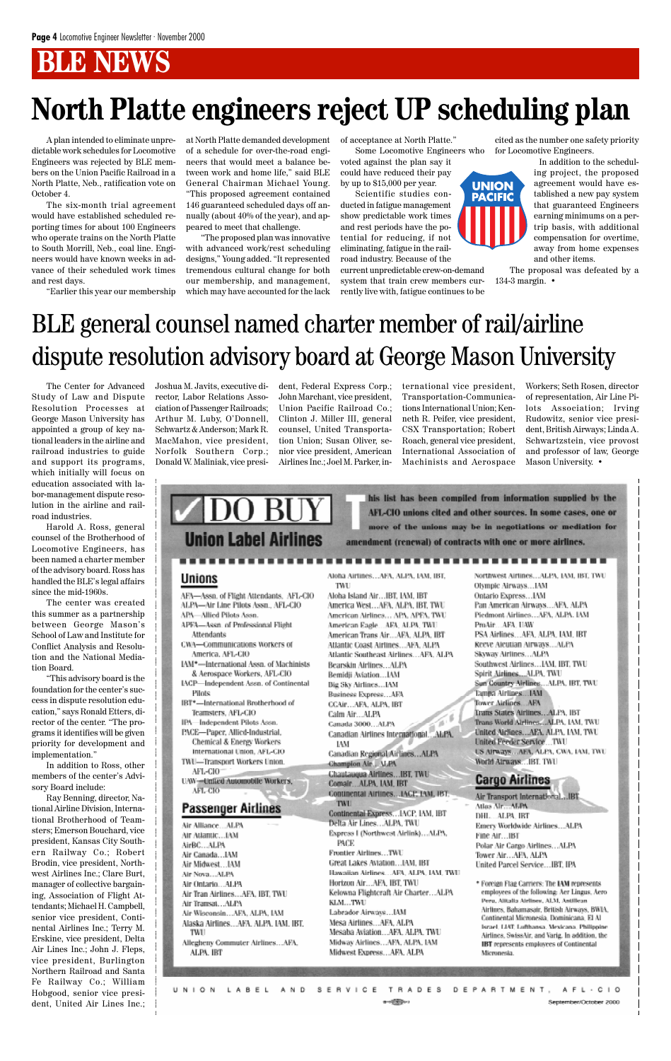## BLE NEWS

# North Platte engineers reject UP scheduling plan

A plan intended to eliminate unpredictable work schedules for Locomotive Engineers was rejected by BLE members on the Union Pacific Railroad in a North Platte, Neb., ratification vote on October 4.

The six-month trial agreement would have established scheduled reporting times for about 100 Engineers who operate trains on the North Platte to South Morrill, Neb., coal line. Engineers would have known weeks in advance of their scheduled work times and rest days.

"Earlier this year our membership at North Platte demanded development of a schedule for over-the-road engineers that would meet a balance between work and home life," said BLE General Chairman Michael Young. "This proposed agreement contained 146 guaranteed scheduled days off annually (about 40% of the year), and appeared to meet that challenge.

"The proposed plan was innovative with advanced work/rest scheduling designs," Young added. "It represented tremendous cultural change for both our membership, and management, which may have accounted for the lack of acceptance at North Platte."

Some Locomotive Engineers who voted against the plan say it could have reduced their pay by up to $15,000 per year.

Scientific studies conducted in fatigue management show predictable work times and rest periods have the potential for reducing, if not eliminating, fatigue in the railroad industry. Because of the current unpredictable crew-on-demand system that train crew members currently live with, fatigue continues to be cited as the number one safety priority for Locomotive Engineers.

In addition to the scheduling project, the proposed agreement would have established a new pay system that guaranteed Engineers earning minimums on a per-trip basis, with additional compensation for overtime, away from home expenses and other items.

The proposal was defeated by a 134-3 margin. •

# BLE general counsel named charter member of rail/airline dispute resolution advisory board at George Mason University

The Center for Advanced Study of Law and Dispute Resolution Processes at George Mason University has appointed a group of key national leaders in the airline and railroad industries to guide and support its programs, which initially will focus on education associated with labor-management dispute resolution in the airline and railroad industries.

Harold A. Ross, general counsel of the Brotherhood of Locomotive Engineers, has been named a charter member of the advisory board. Ross has handled the BLE's legal affairs since the mid-1960s.

The center was created this summer as a partnership between George Mason's School of Law and Institute for Conflict Analysis and Resolution and the National Mediation Board.

"This advisory board is the foundation for the center's success in dispute resolution education," says Ronald Etters, director of the center. "The programs it identifies will be given priority for development and implementation."

In addition to Ross, other members of the center's Advisory Board include:

Ray Benning, director, National Airline Division, International Brotherhood of Teamsters; Emerson Bouchard, vice president, Kansas City Southern Railway Co.; Robert Brodin, vice president, Northwest Airlines Inc.; Clare Burt, manager of collective bargaining, Association of Flight Attendants; Michael H. Campbell, senior vice president, Continental Airlines Inc.; Terry M. Erskine, vice president, Delta Air Lines Inc.; John J. Fleps, vice president, Burlington Northern Railroad and Santa Fe Railway Co.; William Hobgood, senior vice president, United Air Lines Inc.; Joshua M. Javits, executive director, Labor Relations Association of Passenger Railroads; Arthur M. Luby, O'Donnell, Schwartz & Anderson; Mark R. MacMahon, vice president, Norfolk Southern Corp.; Donald W. Maliniak, vice president, Federal Express Corp.; John Marchant, vice president, Union Pacific Railroad Co.; Clinton J. Miller III, general counsel, United Transportation Union; Susan Oliver, senior vice president, American Airlines Inc.; Joel M. Parker, international vice president, Transportation-Communications International Union; Kenneth R. Peifer, vice president, CSX Transportation; Robert Roach, general vice president, International Association of Machinists and Aerospace Workers; Seth Rosen, director of representation, Air Line Pilots Association; Irving Rudowitz, senior vice president, British Airways; Linda A. Schwartzstein, vice provost and professor of law, George Mason University. •

## ✓ DO BUY Union Label Airlines

This list has been compiled from information supplied by the AFL-CIO unions cited and other sources. In some cases, one or more of the unions may be in negotiations or mediation for amendment (renewal) of contracts with one or more airlines.

### Unions

- AFA—Assn. of Flight Attendants, AFL-CIO
- ALPA—Air Line Pilots Assn., AFL-CIO
- APA—Allied Pilots Assn.
- APFA—Assn. of Professional Flight Attendants
- CWA—Communications Workers of America, AFL-CIO
- IAM*—International Assn. of Machinists & Aerospace Workers, AFL-CIO
- IACP—Independent Assn. of Continental Pilots
- IBT*—International Brotherhood of Teamsters, AFL-CIO
- IPA—Independent Pilots Assn.
- PACE—Paper, Allied-Industrial, Chemical & Energy Workers International Union, AFL-CIO
- TWU—Transport Workers Union, AFL-CIO
- UAW—United Automobile Workers, AFL-CIO

### Passenger Airlines

- Air Alliance…ALPA
- Air Atlantic…IAM
- AirBC…ALPA
- Air Canada…IAM
- Air Midwest…IAM
- Air Nova…ALPA
- Air Ontario…ALPA
- Air Tran Airlines…AFA, IBT, TWU
- Air Transat…ALPA
- Air Wisconsin…AFA, ALPA, IAM
- Alaska Airlines…AFA, ALPA, IAM, IBT, TWU
- Allegheny Commuter Airlines…AFA, ALPA, IBT
- Aloha Airlines…AFA, ALPA, IAM, IBT, TWU
- Aloha Island Air…IBT, IAM, IBT
- America West…AFA, ALPA, IBT, TWU
- American Airlines… APA, APFA, TWU
- American Eagle…AFA, ALPA, TWU
- American Trans Air…AFA, ALPA, IBT
- Atlantic Coast Airlines…AFA, ALPA
- Atlantic Southeast Airlines…AFA, ALPA
- Bearskin Airlines…ALPA
- Bemidji Aviation…IAM
- Big Sky Airlines…IAM
- Business Express…AFA
- CCAir…AFA, ALPA, IBT
- Calm Air…ALPA
- Canada 3000…ALPA
- Canadian Airlines International…ALPA, IAM
- Canadian Regional Airlines…ALPA
- Champion Air…ALPA
- Chautauqua Airlines…IBT, TWU
- Comair…ALPA, IAM, IBT
- Continental Airlines…IACP, IAM, IBT, TWU
- Continental Express…IACP, IAM, IBT
- Delta Air Lines…ALPA, TWU
- Express I (Northwest Airlink)…ALPA, PACE
- Frontier Airlines…TWU
- Great Lakes Aviation…IAM, IBT
- Hawaiian Airlines…AFA, ALPA, IAM, TWU
- Horizon Air…AFA, IBT, TWU
- Kelowna Flightcraft Air Charter…ALPA
- KLM…TWU
- Labrador Airways…IAM
- Mesa Airlines…AFA, ALPA
- Mesaba Aviation…AFA, ALPA, TWU
- Midway Airlines…AFA, ALPA, IAM
- Midwest Express…AFA, ALPA
- Northwest Airlines…ALPA, IAM, IBT, TWU
- Olympic Airways…IAM
- Ontario Express…IAM
- Pan American Airways…AFA, ALPA
- Piedmont Airlines…AFA, ALPA, IAM
- ProAir…AFA, UAW
- PSA Airlines…AFA, ALPA, IAM, IBT
- Reeve Aleutian Airways…ALPA
- Skyway Airlines…ALPA
- Southwest Airlines…IAM, IBT, TWU
- Spirit Airlines…ALPA, TWU
- Sun Country Airlines…ALPA, IBT, TWU
- Tampa Airlines…IAM
- Tower Airlines…AFA
- Trans States Airlines…ALPA, IBT
- Trans World Airlines…ALPA, IAM, TWU
- United Airlines…AFA, ALPA, IAM, TWU
- United Feeder Service…TWU
- US Airways…AFA, ALPA, CWA, IAM, TWU
- World Airways…IBT, TWU

### Cargo Airlines

- Air Transport International…IBT
- Atlas Air…ALPA
- DHL…ALPA, IBT
- Emery Worldwide Airlines…ALPA
- Fine Air…IBT
- Polar Air Cargo Airlines…ALPA
- Tower Air…AFA, ALPA
- United Parcel Service…IBT, IPA

* Foreign Flag Carriers: The IAM represents employees of the following: Aer Lingus, Aero Peru, Alitalia Airlines, ALM, Antillean Airlines, Bahamasair, British Airways, BWIA, Continental Micronesia, Dominicana, El Al Israel, LIAT, Lufthansa, Mexicana, Philippine Airlines, SwissAir, and Varig. In addition, the IBT represents employees of Continental Micronesia.

UNION LABEL AND SERVICE TRADES DEPARTMENT, AFL-CIO

September/October 2000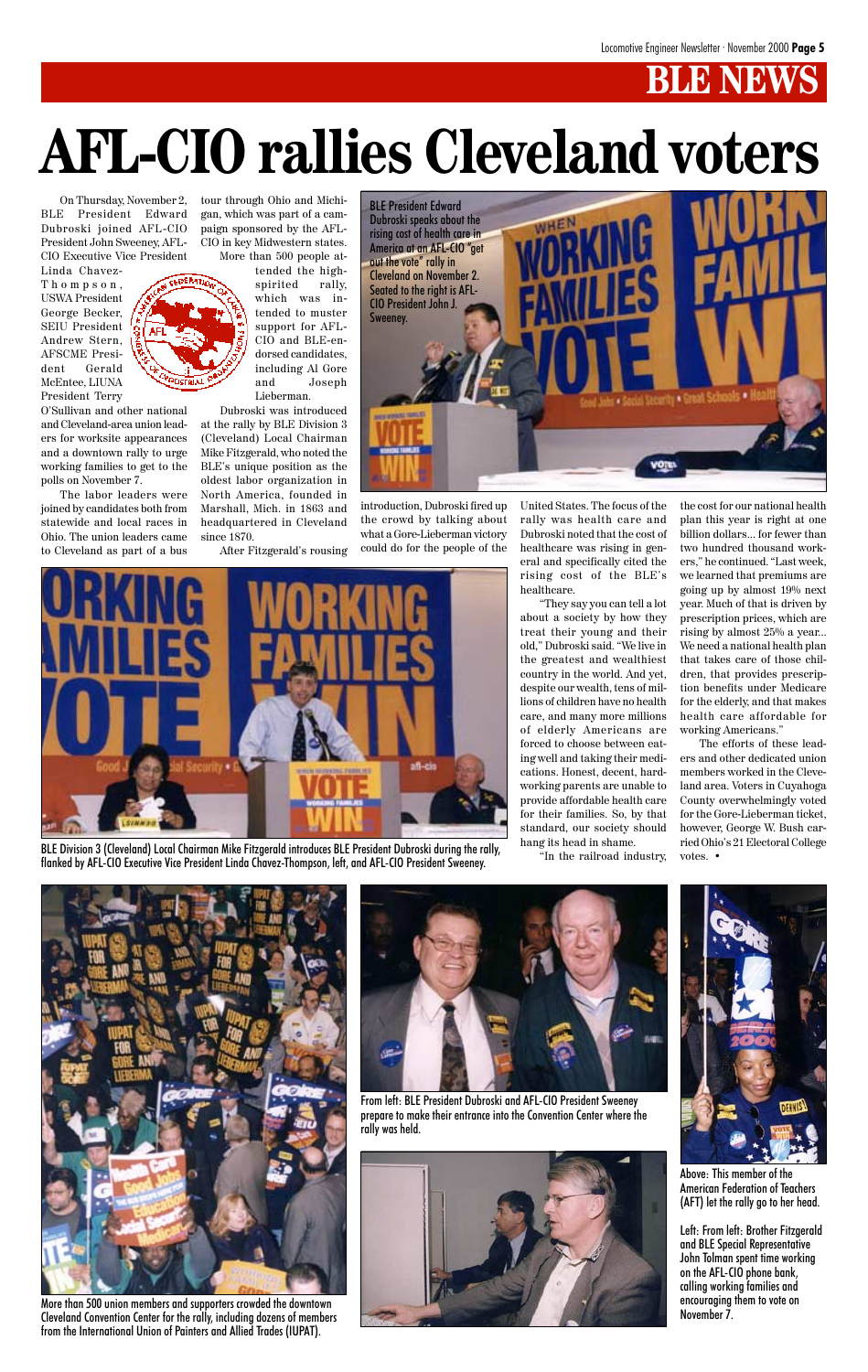# AFL-CIO rallies Cleveland voters

On Thursday, November 2, BLE President Edward Dubroski joined AFL-CIO President John Sweeney, AFL-CIO Executive Vice President Linda Chavez-Thompson, USWA President George Becker, SEIU President Andrew Stern, AFSCME President Gerald McEntee, LIUNA President Terry O'Sullivan and other national and Cleveland-area union leaders for worksite appearances and a downtown rally to urge working families to get to the polls on November 7.

The labor leaders were joined by candidates both from statewide and local races in Ohio. The union leaders came to Cleveland as part of a bus tour through Ohio and Michigan, which was part of a campaign sponsored by the AFL-CIO in key Midwestern states.

More than 500 people attended the high-spirited rally, which was intended to muster support for AFL-CIO and BLE-endorsed candidates, including Al Gore and Joseph Lieberman.

Dubroski was introduced at the rally by BLE Division 3 (Cleveland) Local Chairman Mike Fitzgerald, who noted the BLE's unique position as the oldest labor organization in North America, founded in Marshall, Mich. in 1863 and headquartered in Cleveland since 1870.

After Fitzgerald's rousing introduction, Dubroski fired up the crowd by talking about what a Gore-Lieberman victory could do for the people of the United States. The focus of the rally was health care and Dubroski noted that the cost of healthcare was rising in general and specifically cited the rising cost of the BLE's healthcare.

"They say you can tell a lot about a society by how they treat their young and their old," Dubroski said. "We live in the greatest and wealthiest country in the world. And yet, despite our wealth, tens of millions of children have no health care, and many more millions of elderly Americans are forced to choose between eating well and taking their medications. Honest, decent, hardworking parents are unable to provide affordable health care for their families. So, by that standard, our society should hang its head in shame.

"In the railroad industry, the cost for our national health plan this year is right at one billion dollars... for fewer than two hundred thousand workers," he continued. "Last week, we learned that premiums are going up by almost 19% next year. Much of that is driven by prescription prices, which are rising by almost 25% a year... We need a national health plan that takes care of those children, that provides prescription benefits under Medicare for the elderly, and that makes health care affordable for working Americans."

The efforts of these leaders and other dedicated union members worked in the Cleveland area. Voters in Cuyahoga County overwhelmingly voted for the Gore-Lieberman ticket, however, George W. Bush carried Ohio's 21 Electoral College votes. •

BLE President Edward Dubroski speaks about the rising cost of health care in America at an AFL-CIO "get out the vote" rally in Cleveland on November 2. Seated to the right is AFL-CIO President John J. Sweeney.

BLE Division 3 (Cleveland) Local Chairman Mike Fitzgerald introduces BLE President Dubroski during the rally, flanked by AFL-CIO Executive Vice President Linda Chavez-Thompson, left, and AFL-CIO President Sweeney.

More than 500 union members and supporters crowded the downtown Cleveland Convention Center for the rally, including dozens of members from the International Union of Painters and Allied Trades (IUPAT).

From left: BLE President Dubroski and AFL-CIO President Sweeney prepare to make their entrance into the Convention Center where the rally was held.

Above: This member of the American Federation of Teachers (AFT) let the rally go to her head.

Left: From left: Brother Fitzgerald and BLE Special Representative John Tolman spent time working on the AFL-CIO phone bank, calling working families and encouraging them to vote on November 7.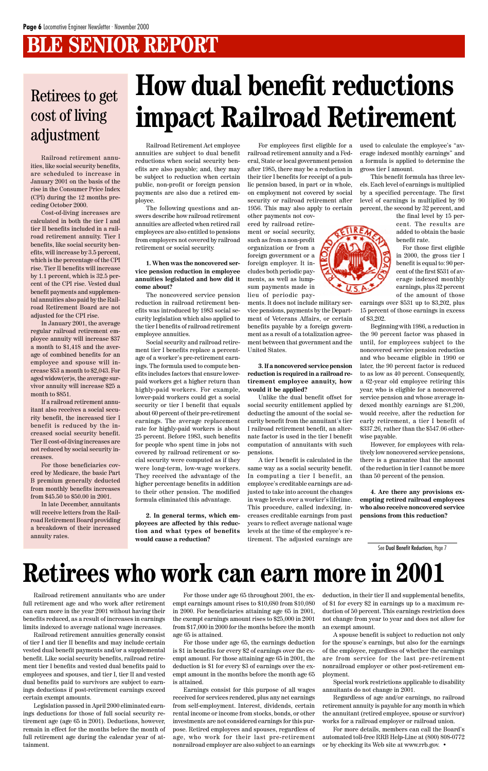# BLE SENIOR REPORT

## Retirees to get cost of living adjustment

Railroad retirement annuities, like social security benefits, are scheduled to increase in January 2001 on the basis of the rise in the Consumer Price Index (CPI) during the 12 months preceding October 2000.

Cost-of-living increases are calculated in both the tier I and tier II benefits included in a railroad retirement annuity. Tier I benefits, like social security benefits, will increase by 3.5 percent, which is the percentage of the CPI rise. Tier II benefits will increase by 1.1 percent, which is 32.5 percent of the CPI rise. Vested dual benefit payments and supplemental annuities also paid by the Railroad Retirement Board are not adjusted for the CPI rise.

In January 2001, the average regular railroad retirement employee annuity will increase $37 a month to $1,418 and the average of combined benefits for an employee and spouse will increase $53 a month to $2,043. For aged widow(er)s, the average survivor annuity will increase $25 a month to $851.

If a railroad retirement annuitant also receives a social security benefit, the increased tier I benefit is reduced by the increased social security benefit. Tier II cost-of-living increases are not reduced by social security increases.

For those beneficiaries covered by Medicare, the basic Part B premium generally deducted from monthly benefits increases from $45.50 to $50.00 in 2001.

In late December, annuitants will receive letters from the Railroad Retirement Board providing a breakdown of their increased annuity rates.

# How dual benefit reductions impact Railroad Retirement

Railroad Retirement Act employee annuities are subject to dual benefit reductions when social security benefits are also payable; and, they may be subject to reduction when certain public, non-profit or foreign pension payments are also due a retired employee.

The following questions and answers describe how railroad retirement annuities are affected when retired rail employees are also entitled to pensions from employers not covered by railroad retirement or social security.

**1. When was the noncovered service pension reduction in employee annuities legislated and how did it come about?**

The noncovered service pension reduction in railroad retirement benefits was introduced by 1983 social security legislation which also applied to the tier I benefits of railroad retirement employee annuities.

Social security and railroad retirement tier I benefits replace a percentage of a worker's pre-retirement earnings. The formula used to compute benefits includes factors that ensure lower-paid workers get a higher return than highly-paid workers. For example, lower-paid workers could get a social security or tier I benefit that equals about 60 percent of their pre-retirement earnings. The average replacement rate for highly-paid workers is about 25 percent. Before 1983, such benefits for people who spent time in jobs not covered by railroad retirement or social security were computed as if they were long-term, low-wage workers. They received the advantage of the higher percentage benefits in addition to their other pension. The modified formula eliminated this advantage.

**2. In general terms, which employees are affected by this reduction and what types of benefits would cause a reduction?**

For employees first eligible for a railroad retirement annuity and a Federal, State or local government pension after 1985, there may be a reduction in their tier I benefits for receipt of a public pension based, in part or in whole, on employment not covered by social security or railroad retirement after 1956. This may also apply to certain other payments not covered by railroad retirement or social security, such as from a non-profit organization or from a foreign government or a foreign employer. It includes both periodic payments, as well as lump-sum payments made in lieu of periodic payments. It does not include military service pensions, payments by the Department of Veterans Affairs, or certain benefits payable by a foreign government as a result of a totalization agreement between that government and the United States.

**3. If a noncovered service pension reduction is required in a railroad retirement employee annuity, how would it be applied?**

Unlike the dual benefit offset for social security entitlement applied by deducting the amount of the social security benefit from the annuitant's tier I railroad retirement benefit, an alternate factor is used in the tier I benefit computation of annuitants with such pensions.

A tier I benefit is calculated in the same way as a social security benefit. In computing a tier I benefit, an employee's creditable earnings are adjusted to take into account the changes in wage levels over a worker's lifetime. This procedure, called indexing, increases creditable earnings from past years to reflect average national wage levels at the time of the employee's retirement. The adjusted earnings are used to calculate the employee's "average indexed monthly earnings" and a formula is applied to determine the gross tier I amount.

This benefit formula has three levels. Each level of earnings is multiplied by a specified percentage. The first level of earnings is multiplied by 90 percent, the second by 32 percent, and the final level by 15 percent. The results are added to obtain the basic benefit rate.

For those first eligible in 2000, the gross tier I benefit is equal to: 90 percent of the first $531 of average indexed monthly earnings, plus 32 percent of the amount of those earnings over $531 up to $3,202, plus 15 percent of those earnings in excess of $3,202.

Beginning with 1986, a reduction in the 90 percent factor was phased in until, for employees subject to the noncovered service pension reduction and who became eligible in 1990 or later, the 90 percent factor is reduced to as low as 40 percent. Consequently, a 62-year old employee retiring this year, who is eligible for a noncovered service pension and whose average indexed monthly earnings are $1,200, would receive, after the reduction for early retirement, a tier I benefit of $337.26, rather than the $547.06 otherwise payable.

However, for employees with relatively low noncovered service pensions, there is a guarantee that the amount of the reduction in tier I cannot be more than 50 percent of the pension.

**4. Are there any provisions exempting retired railroad employees who also receive noncovered service pensions from this reduction?**

See Dual Benefit Reductions, Page 7

# Retirees who work can earn more in 2001

Railroad retirement annuitants who are under full retirement age and who work after retirement can earn more in the year 2001 without having their benefits reduced, as a result of increases in earnings limits indexed to average national wage increases.

Railroad retirement annuities generally consist of tier I and tier II benefits and may include certain vested dual benefit payments and/or a supplemental benefit. Like social security benefits, railroad retirement tier I benefits and vested dual benefits paid to employees and spouses, and tier I, tier II and vested dual benefits paid to survivors are subject to earnings deductions if post-retirement earnings exceed certain exempt amounts.

Legislation passed in April 2000 eliminated earnings deductions for those of full social security retirement age (age 65 in 2001). Deductions, however, remain in effect for the months before the month of full retirement age during the calendar year of attainment.

For those under age 65 throughout 2001, the exempt earnings amount rises to $10,680 from $10,080 in 2000. For beneficiaries attaining age 65 in 2001, the exempt earnings amount rises to $25,000 in 2001 from $17,000 in 2000 for the months before the month age 65 is attained.

For those under age 65, the earnings deduction is $1 in benefits for every $2 of earnings over the exempt amount. For those attaining age 65 in 2001, the deduction is $1 for every $3 of earnings over the exempt amount in the months before the month age 65 is attained.

Earnings consist for this purpose of all wages received for services rendered, plus any net earnings from self-employment. Interest, dividends, certain rental income or income from stocks, bonds, or other investments are not considered earnings for this purpose. Retired employees and spouses, regardless of age, who work for their last pre-retirement nonrailroad employer are also subject to an earnings deduction, in their tier II and supplemental benefits, of $1 for every $2 in earnings up to a maximum reduction of 50 percent. This earnings restriction does not change from year to year and does not allow for an exempt amount.

A spouse benefit is subject to reduction not only for the spouse's earnings, but also for the earnings of the employee, regardless of whether the earnings are from service for the last pre-retirement nonrailroad employer or other post-retirement employment.

Special work restrictions applicable to disability annuitants do not change in 2001.

Regardless of age and/or earnings, no railroad retirement annuity is payable for any month in which the annuitant (retired employee, spouse or survivor) works for a railroad employer or railroad union.

For more details, members can call the Board's automated toll-free RRB Help-Line at (800) 808-0772 or by checking its Web site at www.rrb.gov. •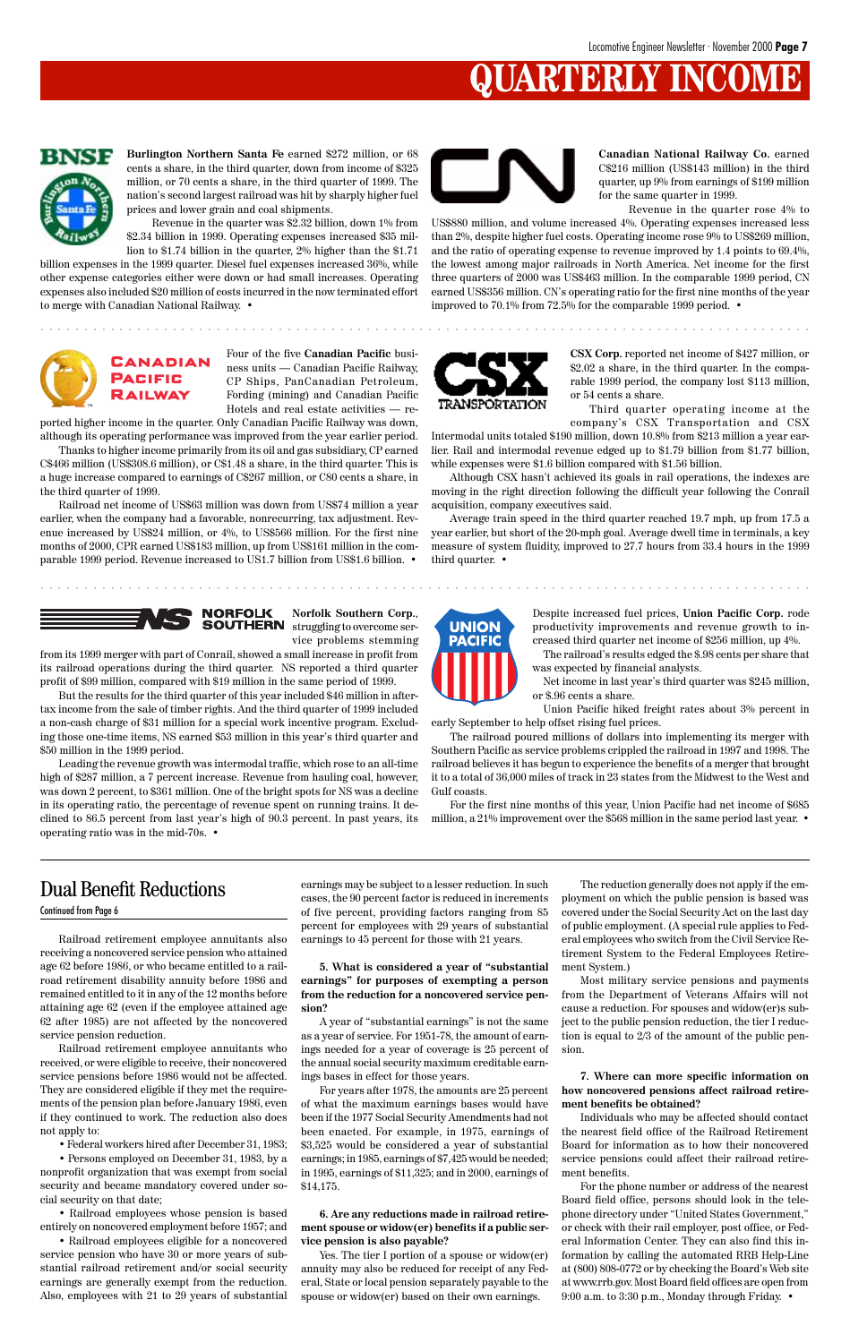# QUARTERLY INCOME

**Burlington Northern Santa Fe** earned $272 million, or 68 cents a share, in the third quarter, down from income of $325 million, or 70 cents a share, in the third quarter of 1999. The nation's second largest railroad was hit by sharply higher fuel prices and lower grain and coal shipments.

Revenue in the quarter was $2.32 billion, down 1% from $2.34 billion in 1999. Operating expenses increased $35 million to $1.74 billion in the quarter, 2% higher than the $1.71 billion expenses in the 1999 quarter. Diesel fuel expenses increased 36%, while other expense categories either were down or had small increases. Operating expenses also included $20 million of costs incurred in the now terminated effort to merge with Canadian National Railway. •

**Canadian National Railway Co.** earned C$216 million (US$143 million) in the third quarter, up 9% from earnings of $199 million for the same quarter in 1999.

Revenue in the quarter rose 4% to US$880 million, and volume increased 4%. Operating expenses increased less than 2%, despite higher fuel costs. Operating income rose 9% to US$269 million, and the ratio of operating expense to revenue improved by 1.4 points to 69.4%, the lowest among major railroads in North America. Net income for the first three quarters of 2000 was US$463 million. In the comparable 1999 period, CN earned US$356 million. CN's operating ratio for the first nine months of the year improved to 70.1% from 72.5% for the comparable 1999 period. •

Four of the five **Canadian Pacific** business units — Canadian Pacific Railway, CP Ships, PanCanadian Petroleum, Fording (mining) and Canadian Pacific Hotels and real estate activities — reported higher income in the quarter. Only Canadian Pacific Railway was down, although its operating performance was improved from the year earlier period.

Thanks to higher income primarily from its oil and gas subsidiary, CP earned C$466 million (US$308.6 million), or C$1.48 a share, in the third quarter. This is a huge increase compared to earnings of C$267 million, or C80 cents a share, in the third quarter of 1999.

Railroad net income of US$63 million was down from US$74 million a year earlier, when the company had a favorable, nonrecurring, tax adjustment. Revenue increased by US$24 million, or 4%, to US$566 million. For the first nine months of 2000, CPR earned US$183 million, up from US$161 million in the comparable 1999 period. Revenue increased to US1.7 billion from US$1.6 billion. •

**CSX Corp.** reported net income of $427 million, or $2.02 a share, in the third quarter. In the comparable 1999 period, the company lost $113 million, or 54 cents a share.

Third quarter operating income at the company's CSX Transportation and CSX Intermodal units totaled $190 million, down 10.8% from $213 million a year earlier. Rail and intermodal revenue edged up to $1.79 billion from $1.77 billion, while expenses were $1.6 billion compared with $1.56 billion.

Although CSX hasn't achieved its goals in rail operations, the indexes are moving in the right direction following the difficult year following the Conrail acquisition, company executives said.

Average train speed in the third quarter reached 19.7 mph, up from 17.5 a year earlier, but short of the 20-mph goal. Average dwell time in terminals, a key measure of system fluidity, improved to 27.7 hours from 33.4 hours in the 1999 third quarter. •

**Norfolk Southern Corp.**, struggling to overcome service problems stemming from its 1999 merger with part of Conrail, showed a small increase in profit from its railroad operations during the third quarter. NS reported a third quarter profit of $99 million, compared with $19 million in the same period of 1999.

But the results for the third quarter of this year included $46 million in after-tax income from the sale of timber rights. And the third quarter of 1999 included a non-cash charge of $31 million for a special work incentive program. Excluding those one-time items, NS earned $53 million in this year's third quarter and $50 million in the 1999 period.

Leading the revenue growth was intermodal traffic, which rose to an all-time high of $287 million, a 7 percent increase. Revenue from hauling coal, however, was down 2 percent, to $361 million. One of the bright spots for NS was a decline in its operating ratio, the percentage of revenue spent on running trains. It declined to 86.5 percent from last year's high of 90.3 percent. In past years, its operating ratio was in the mid-70s. •

Despite increased fuel prices, **Union Pacific Corp.** rode productivity improvements and revenue growth to increased third quarter net income of $256 million, up 4%.

The railroad's results edged the $.98 cents per share that was expected by financial analysts.

Net income in last year's third quarter was $245 million, or $.96 cents a share.

Union Pacific hiked freight rates about 3% percent in early September to help offset rising fuel prices.

The railroad poured millions of dollars into implementing its merger with Southern Pacific as service problems crippled the railroad in 1997 and 1998. The railroad believes it has begun to experience the benefits of a merger that brought it to a total of 36,000 miles of track in 23 states from the Midwest to the West and Gulf coasts.

For the first nine months of this year, Union Pacific had net income of $685 million, a 21% improvement over the $568 million in the same period last year. •

## Dual Benefit Reductions

Continued from Page 6

Railroad retirement employee annuitants also receiving a noncovered service pension who attained age 62 before 1986, or who became entitled to a railroad retirement disability annuity before 1986 and remained entitled to it in any of the 12 months before attaining age 62 (even if the employee attained age 62 after 1985) are not affected by the noncovered service pension reduction.

Railroad retirement employee annuitants who received, or were eligible to receive, their noncovered service pensions before 1986 would not be affected. They are considered eligible if they met the requirements of the pension plan before January 1986, even if they continued to work. The reduction also does not apply to:

- Federal workers hired after December 31, 1983;
- Persons employed on December 31, 1983, by a nonprofit organization that was exempt from social security and became mandatory covered under social security on that date;
- Railroad employees whose pension is based entirely on noncovered employment before 1957; and
- Railroad employees eligible for a noncovered service pension who have 30 or more years of substantial railroad retirement and/or social security earnings are generally exempt from the reduction. Also, employees with 21 to 29 years of substantial earnings may be subject to a lesser reduction. In such cases, the 90 percent factor is reduced in increments of five percent, providing factors ranging from 85 percent for employees with 29 years of substantial earnings to 45 percent for those with 21 years.

**5. What is considered a year of "substantial earnings" for purposes of exempting a person from the reduction for a noncovered service pension?**

A year of "substantial earnings" is not the same as a year of service. For 1951-78, the amount of earnings needed for a year of coverage is 25 percent of the annual social security maximum creditable earnings bases in effect for those years.

For years after 1978, the amounts are 25 percent of what the maximum earnings bases would have been if the 1977 Social Security Amendments had not been enacted. For example, in 1975, earnings of $3,525 would be considered a year of substantial earnings; in 1985, earnings of $7,425 would be needed; in 1995, earnings of $11,325; and in 2000, earnings of $14,175.

**6. Are any reductions made in railroad retirement spouse or widow(er) benefits if a public service pension is also payable?**

Yes. The tier I portion of a spouse or widow(er) annuity may also be reduced for receipt of any Federal, State or local pension separately payable to the spouse or widow(er) based on their own earnings.

The reduction generally does not apply if the employment on which the public pension is based was covered under the Social Security Act on the last day of public employment. (A special rule applies to Federal employees who switch from the Civil Service Retirement System to the Federal Employees Retirement System.)

Most military service pensions and payments from the Department of Veterans Affairs will not cause a reduction. For spouses and widow(er)s subject to the public pension reduction, the tier I reduction is equal to 2/3 of the amount of the public pension.

**7. Where can more specific information on how noncovered pensions affect railroad retirement benefits be obtained?**

Individuals who may be affected should contact the nearest field office of the Railroad Retirement Board for information as to how their noncovered service pensions could affect their railroad retirement benefits.

For the phone number or address of the nearest Board field office, persons should look in the telephone directory under "United States Government," or check with their rail employer, post office, or Federal Information Center. They can also find this information by calling the automated RRB Help-Line at (800) 808-0772 or by checking the Board's Web site at www.rrb.gov. Most Board field offices are open from 9:00 a.m. to 3:30 p.m., Monday through Friday. •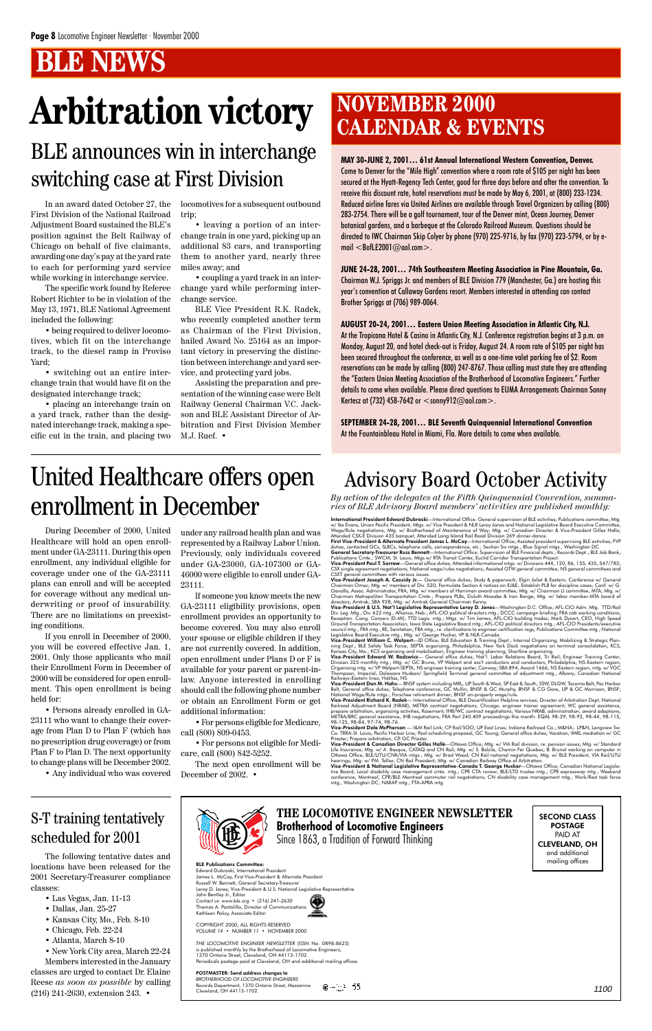# BLE NEWS

# Arbitration victory

## BLE announces win in interchange switching case at First Division

In an award dated October 27, the First Division of the National Railroad Adjustment Board sustained the BLE's position against the Belt Railway of Chicago on behalf of five claimants, awarding one day's pay at the yard rate to each for performing yard service while working in interchange service.

The specific work found by Referee Robert Richter to be in violation of the May 13, 1971, BLE National Agreement included the following:

- being required to deliver locomotives, which fit on the interchange track, to the diesel ramp in Proviso Yard;
- switching out an entire interchange train that would have fit on the designated interchange track;
- placing an interchange train on a yard track, rather than the designated interchange track, making a specific cut in the train, and placing two locomotives for a subsequent outbound trip;
- leaving a portion of an interchange train in one yard, picking up an additional 83 cars, and transporting them to another yard, nearly three miles away; and
- coupling a yard track in an interchange yard while performing interchange service.

BLE Vice President R.K. Radek, who recently completed another term as Chairman of the First Division, hailed Award No. 25164 as an important victory in preserving the distinction between interchange and yard service, and protecting yard jobs.

Assisting the preparation and presentation of the winning case were Belt Railway General Chairman V.C. Jackson and BLE Assistant Director of Arbitration and First Division Member M.J. Ruef. •

# NOVEMBER 2000 CALENDAR & EVENTS

**MAY 30-JUNE 2, 2001… 61st Annual International Western Convention, Denver.**
Come to Denver for the "Mile High" convention where a room rate of $105 per night has been secured at the Hyatt-Regency Tech Center, good for three days before and after the convention. To receive this discount rate, hotel reservations must be made by May 6, 2001, at (800) 233-1234. Reduced airline fares via United Airlines are available through Travel Organizers by calling (800) 283-2754. There will be a golf tournament, tour of the Denver mint, Ocean Journey, Denver botanical gardens, and a barbeque at the Colorado Railroad Museum. Questions should be directed to IWC Chairman Skip Colyer by phone (970) 225-9716, by fax (970) 223-5794, or by e-mail <BofLE2001@aol.com>.

**JUNE 24-28, 2001… 74th Southeastern Meeting Association in Pine Mountain, Ga.**
Chairman W.J. Spriggs Jr. and members of BLE Division 779 (Manchester, Ga.) are hosting this year's convention at Callaway Gardens resort. Members interested in attending can contact Brother Spriggs at (706) 989-0064.

**AUGUST 20-24, 2001… Eastern Union Meeting Association in Atlantic City, N.J.**
At the Tropicana Hotel & Casino in Atlantic City, N.J. Conference registration begins at 3 p.m. on Monday, August 20, and hotel check-out is Friday, August 24. A room rate of $105 per night has been secured throughout the conference, as well as a one-time valet parking fee of $2. Room reservations can be made by calling (800) 247-8767. Those calling must state they are attending the "Eastern Union Meeting Association of the Brotherhood of Locomotive Engineers." Further details to come when available. Please direct questions to EUMA Arrangements Chairman Sonny Kertesz at (732) 458-7642 or <sonny912@aol.com>.

**SEPTEMBER 24-28, 2001… BLE Seventh Quinquennial International Convention**
At the Fountainbleau Hotel in Miami, Fla. More details to come when available.

# United Healthcare offers open enrollment in December

During December of 2000, United Healthcare will hold an open enrollment under GA-23111. During this open enrollment, any individual eligible for coverage under one of the GA-23111 plans can enroll and will be accepted for coverage without any medical underwriting or proof of insurability. There are no limitations on preexisting conditions.

If you enroll in December of 2000, you will be covered effective Jan. 1, 2001. Only those applicants who mail their Enrollment Form in December of 2000 will be considered for open enrollment. This open enrollment is being held for:

- Persons already enrolled in GA-23111 who want to change their coverage from Plan D to Plan F (which has no prescription drug coverage) or from Plan F to Plan D. The next opportunity to change plans will be December 2002.
- Any individual who was covered under any railroad health plan and was represented by a Railway Labor Union. Previously, only individuals covered under GA-23000, GA-107300 or GA-46000 were eligible to enroll under GA-23111.

If someone you know meets the new GA-23111 eligibility provisions, open enrollment provides an opportunity to become covered. You may also enroll your spouse or eligible children if they are not currently covered. In addition, open enrollment under Plans D or F is available for your parent or parent-in-law. Anyone interested in enrolling should call the following phone number or obtain an Enrollment Form or get additional information:

- For persons eligible for Medicare, call (800) 809-0453.
- For persons not eligible for Medicare, call (800) 842-5252.

The next open enrollment will be December of 2002. •

# Advisory Board October Activity

*By action of the delegates at the Fifth Quinquennial Convention, summaries of BLE Advisory Board members' activities are published monthly:*

**International President Edward Dubroski**—International Office: General supervision of BLE activities; Publications committee; Mtg. w/ Ike Evans, Union Pacific President; Mtgs. w/ Vice President & NLR Leroy Jones and National Legislative Board Executive Committee; Wage/Rule negotiations; Mtg. w/ Brotherhood of Maintenance of Way; Mtg. w/ Canadian Director & Vice-President Gilles Halle; Attended CSX-E Division 435 banquet; Attended Long Island Rail Road Division 269 dinner-dance.

**First Vice-President & Alternate President James L. McCoy**—International Office; Assisted president supervising BLE activities; FVP duties, contacted GCs, SLBCs, telephone calls, correspondence, etc.; Section Six mtgs.; Blue Signal mtgs., Washington DC.

**General Secretary-Treasurer Russ Bennett**—International Office: Supervision of BLE Financial depts.; Records Dept.; BLE Job Bank; Publications Cmte.; SWCM, St. Louis; Mtgs w/ RTA Transit Center, Euclid Corridor Transportation Project.

**Vice-President Paul T. Sorrow**—General office duties; Attended informational mtgs. w/ Divisions 444, 120, 86, 155, 435, 547/782; CSX single agreement negotiations; National wage/rules negotiations; Assisted GTW general committee, NS general committees and CSXT general committees with various issues.

**Vice-President Joseph A. Cassidy Jr.**— General office duties; Study & paperwork; Elgin Joliet & Eastern; Conference w/ General Chairman Ornes; Mtg. w/ members of Div. 520; Formulate Section 6 notices on EJ&E; Establish PLB for discipline cases; Conf. w/ G. Gavalla, Assoc. Administrator, FRA; Mtg. w/ members of Harriman award committee; Mtg. w/ Chairman LI committee, MTA; Mtg. w/ Chairman Metropolitan Transportation Cmte.; Prepare PLBs, Duluth Missabe & Iron Range; Mtg. w/ labor member-MTA board of directors; Amtrak, SBA 928; Mtg. w/ Amtrak General Chairman Kenny.

**Vice-President & U.S. Nat'l Legislative Representative Leroy D. Jones**—Washington D.C. Office; AFL-CIO Adm. Mtg. TTD/Rail Div. Leg. Mtg.; Div. 622 mtg., Alliance, Neb.; AFL-CIO political directors mtg.; DCCC campaign briefing; FRA cab working conditions; Reception: Cong. Conyers (D-MI); TTD Legis. mtg.; Mtgs. w/ Tim James, AFL-CIO building trades; Mark Dysart, CEO, High Speed Ground Transportation Association; Iowa State Legislative Board mtg.; AFL-CIO political directors mtg.; AFL-CIO Presidents/executive council mtg.; FRA mtg., RE; Sanitation; FRA mtg., re: clarifications to engineer certification regs; Publications Committee mtg.; National Legislative Board Executive mtg.; Mtg. w/ George Hucker, VP & NLR-Canada.

**Vice-President William C. Walpert**—ID Office; BLE Education & Training Dept.; Internal Organizing, Mobilizing & Strategic Planning Dept.; BLE Safety Task Force; SEPTA organizing, Philadelphia; New York Dock negotiations on terminal consolidation, KCS, Kansas City, Mo.; KCS organizing and mobilization; Engineer training planning; Shortline organizing.

**Vice-President Edward W. Rodzwicz**— General office duties; Nat'l. Labor Relations Board, Tri Rail; Engineer Training Center; Division 325 monthly mtg.; Mtg. w/ GC Bruno, VP Walpert and ass't conductors and conductors, Philadelphia; NS-Eastern region; Organizing mtg. w/ VP Walpert-SEPTA; NS engineer training center, Conway; SBA 894, Award 1666; NS Eastern region, mtg. w/ VGC Thompson, Imperial; Delaware Hudson/ Springfield Terminal general committee of adjustment mtg., Albany; Canadian National Railways-Eastern lines, Halifax, NS.

**Vice-President Don M. Hahs**— BNSF system including MRL, UP South & West, SP East & South, SSW, DLGW, Tacoma Belt, Pac Harbor Belt; General office duties; Telephone conference, GC Mullin, BNSF & CG Gore, UP & GC Morrison, BNSF; National Wage/Rule mtgs.; Porschee retirement dinner; BNSF on-property wage/rule.

**Vice-President Richard K. Radek**— International Office; BLE Decertification Helpline services; Director of Arbitration Dept; National Railroad Adjustment Board (NRAB); METRA contract negotiations, Chicago, engineer trainer agreement; WC general assistance, prepare arbitration, organizing activities, Rosemont; IHB/WC contract negotiations; Various NRAB, administration, award adoptions; METRA/BRC general assistance; IHB negotiations; FRA Part 240.409 proceedings this month: EQAL 98-29, 98-92, 98-44, 98-115, 98-125, 98-84, 97-74, 98-76.

**Vice-President Dale McPherson** — I&M Rail Link; CP Rail/SOO, UP East Lines; Indiana Railroad Co.; M&NA;. LP&N, Longview Sw. Co. TRRA-St. Louis; Pacific Harbor Line; Pool scheduling proposal, GC Young; General office duties; Vacation; IMRL mediation w/ GC Priester; Prepare arbitration, CP, GC Priester.

**Vice-President & Canadian Director Gilles Hallé**—Ottawa Office; Mtg. w/ VIA Rail division, re: pension issues; Mtg. w/ Standard Life Insurance; Mtg. w/ A. Basque, CATAQ and CN Rail; Mtg. w/ S. Belzile, Chemin Fer Quebec; B. Brunet working on computer in Ottawa Office; BLE/UTU/CNR/VIA mtgs.; Mtg. w/ Brad Wood; CN Rail national negotiations; Mtg. w/ BLE President; VIA Rail/UTU hearings; Mtg. w/ PM. Tellier, CN Rail President; Mtg. w/ Canadian Railway Office of Arbitration.

**Vice-President & National Legislative Representative-Canada T. George Hucker**—Ottawa Office; Canadian National Legislative Board; Local disability case management cmte. mtg.; CPR CTA review; BLE/LTD trustee mtg.; CPR expressway mtg.; Weekend conference, Montreal; CPR/BLE Montreal commuter rail negotiations; CN disability case management mtg.; Work/Rest task force mtg., Washington DC; NARAP mtg.; FTA-APRA mtg.

# S-T training tentatively scheduled for 2001

The following tentative dates and locations have been released for the 2001 Secretary-Treasurer compliance classes:

- Las Vegas, Jan. 11-13
- Dallas, Jan. 25-27
- Kansas City, Mo., Feb. 8-10
- Chicago, Feb. 22-24
- Atlanta, March 8-10
- New York City area, March 22-24

Members interested in the January classes are urged to contact Dr. Elaine Reese *as soon as possible* by calling (216) 241-2630, extension 243. •

**THE LOCOMOTIVE ENGINEER NEWSLETTER**
**Brotherhood of Locomotive Engineers**
Since 1863, a Tradition of Forward Thinking

**BLE Publications Committee:**
Edward Dubroski, International President
James L. McCoy, First Vice-President & Alternate President
Russell W. Bennett, General Secretary-Treasurer
Leroy D. Jones, Vice-President & U.S. National Legislative Representative
John Bentley Jr., Editor
*Contact us:* www.ble.org • (216) 241-2630
Thomas A. Pontolillo, Director of Communications
Kathleen Policy, Associate Editor

COPYRIGHT 2000, ALL RIGHTS RESERVED
VOLUME 14 • NUMBER 11 • NOVEMBER 2000

*THE LOCOMOTIVE ENGINEER NEWSLETTER* (ISSN No. 0898-8625) is published monthly by the Brotherhood of Locomotive Engineers, 1370 Ontario Street, Cleveland, OH 44113-1702. Periodicals postage paid at Cleveland, OH and additional mailing offices.

**POSTMASTER: Send address changes to**
*BROTHERHOOD OF LOCOMOTIVE ENGINEERS*
Records Department, 1370 Ontario Street, Mezzanine
Cleveland, OH 44113-1702.

**SECOND CLASS POSTAGE** PAID AT **CLEVELAND, OH** and additional mailing offices

1100